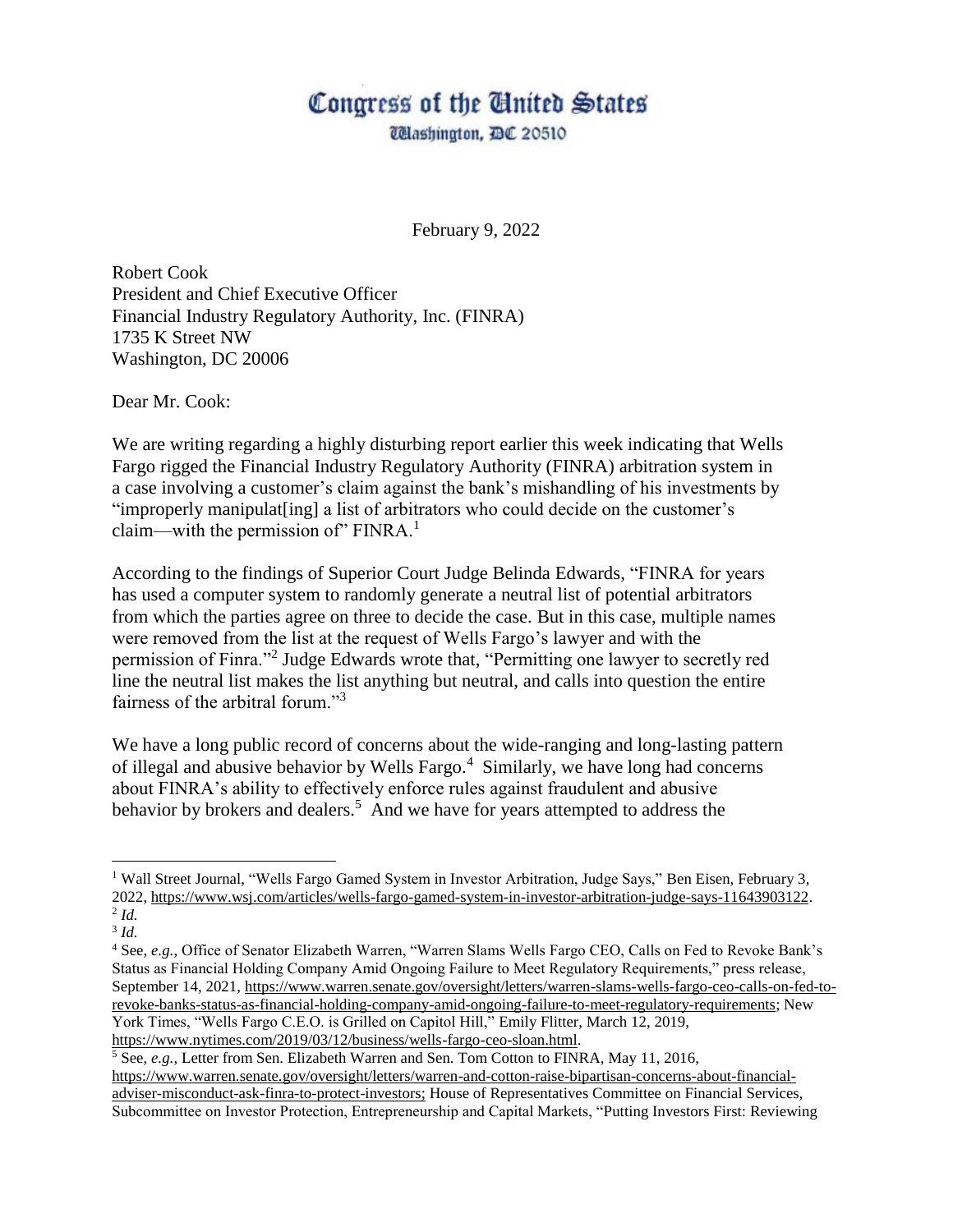# Congress of the United States

Washington, DC 20510

February 9, 2022

Robert Cook
President and Chief Executive Officer
Financial Industry Regulatory Authority, Inc. (FINRA)
1735 K Street NW
Washington, DC 20006

Dear Mr. Cook:

We are writing regarding a highly disturbing report earlier this week indicating that Wells Fargo rigged the Financial Industry Regulatory Authority (FINRA) arbitration system in a case involving a customer's claim against the bank's mishandling of his investments by "improperly manipulat[ing] a list of arbitrators who could decide on the customer's claim—with the permission of" FINRA.[1]

According to the findings of Superior Court Judge Belinda Edwards, "FINRA for years has used a computer system to randomly generate a neutral list of potential arbitrators from which the parties agree on three to decide the case. But in this case, multiple names were removed from the list at the request of Wells Fargo's lawyer and with the permission of Finra."[2] Judge Edwards wrote that, "Permitting one lawyer to secretly red line the neutral list makes the list anything but neutral, and calls into question the entire fairness of the arbitral forum."[3]

We have a long public record of concerns about the wide-ranging and long-lasting pattern of illegal and abusive behavior by Wells Fargo.[4] Similarly, we have long had concerns about FINRA's ability to effectively enforce rules against fraudulent and abusive behavior by brokers and dealers.[5] And we have for years attempted to address the

---

[1] Wall Street Journal, "Wells Fargo Gamed System in Investor Arbitration, Judge Says," Ben Eisen, February 3, 2022, https://www.wsj.com/articles/wells-fargo-gamed-system-in-investor-arbitration-judge-says-11643903122.

[2] *Id.*

[3] *Id.*

[4] See, *e.g.*, Office of Senator Elizabeth Warren, "Warren Slams Wells Fargo CEO, Calls on Fed to Revoke Bank's Status as Financial Holding Company Amid Ongoing Failure to Meet Regulatory Requirements," press release, September 14, 2021, https://www.warren.senate.gov/oversight/letters/warren-slams-wells-fargo-ceo-calls-on-fed-to-revoke-banks-status-as-financial-holding-company-amid-ongoing-failure-to-meet-regulatory-requirements; New York Times, "Wells Fargo C.E.O. is Grilled on Capitol Hill," Emily Flitter, March 12, 2019, https://www.nytimes.com/2019/03/12/business/wells-fargo-ceo-sloan.html.

[5] See, *e.g.*, Letter from Sen. Elizabeth Warren and Sen. Tom Cotton to FINRA, May 11, 2016, https://www.warren.senate.gov/oversight/letters/warren-and-cotton-raise-bipartisan-concerns-about-financial-adviser-misconduct-ask-finra-to-protect-investors; House of Representatives Committee on Financial Services, Subcommittee on Investor Protection, Entrepreneurship and Capital Markets, "Putting Investors First: Reviewing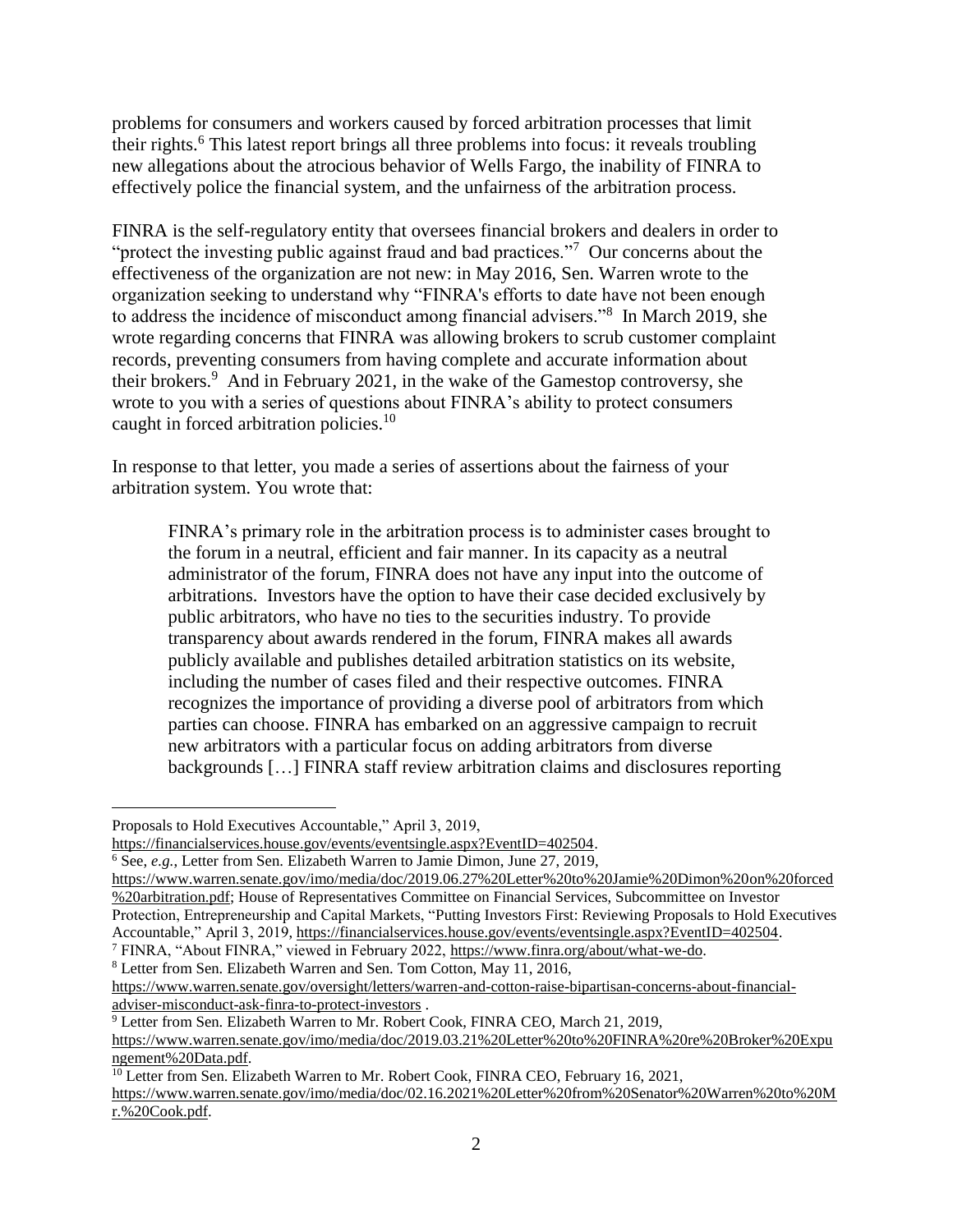problems for consumers and workers caused by forced arbitration processes that limit their rights.[6] This latest report brings all three problems into focus: it reveals troubling new allegations about the atrocious behavior of Wells Fargo, the inability of FINRA to effectively police the financial system, and the unfairness of the arbitration process.

FINRA is the self-regulatory entity that oversees financial brokers and dealers in order to "protect the investing public against fraud and bad practices."[7] Our concerns about the effectiveness of the organization are not new: in May 2016, Sen. Warren wrote to the organization seeking to understand why "FINRA's efforts to date have not been enough to address the incidence of misconduct among financial advisers."[8] In March 2019, she wrote regarding concerns that FINRA was allowing brokers to scrub customer complaint records, preventing consumers from having complete and accurate information about their brokers.[9] And in February 2021, in the wake of the Gamestop controversy, she wrote to you with a series of questions about FINRA's ability to protect consumers caught in forced arbitration policies.[10]

In response to that letter, you made a series of assertions about the fairness of your arbitration system. You wrote that:

> FINRA's primary role in the arbitration process is to administer cases brought to the forum in a neutral, efficient and fair manner. In its capacity as a neutral administrator of the forum, FINRA does not have any input into the outcome of arbitrations. Investors have the option to have their case decided exclusively by public arbitrators, who have no ties to the securities industry. To provide transparency about awards rendered in the forum, FINRA makes all awards publicly available and publishes detailed arbitration statistics on its website, including the number of cases filed and their respective outcomes. FINRA recognizes the importance of providing a diverse pool of arbitrators from which parties can choose. FINRA has embarked on an aggressive campaign to recruit new arbitrators with a particular focus on adding arbitrators from diverse backgrounds […] FINRA staff review arbitration claims and disclosures reporting

---

Proposals to Hold Executives Accountable," April 3, 2019, https://financialservices.house.gov/events/eventsingle.aspx?EventID=402504.

[6] See, *e.g.*, Letter from Sen. Elizabeth Warren to Jamie Dimon, June 27, 2019, https://www.warren.senate.gov/imo/media/doc/2019.06.27%20Letter%20to%20Jamie%20Dimon%20on%20forced%20arbitration.pdf; House of Representatives Committee on Financial Services, Subcommittee on Investor Protection, Entrepreneurship and Capital Markets, "Putting Investors First: Reviewing Proposals to Hold Executives Accountable," April 3, 2019, https://financialservices.house.gov/events/eventsingle.aspx?EventID=402504.

[7] FINRA, "About FINRA," viewed in February 2022, https://www.finra.org/about/what-we-do.

[8] Letter from Sen. Elizabeth Warren and Sen. Tom Cotton, May 11, 2016, https://www.warren.senate.gov/oversight/letters/warren-and-cotton-raise-bipartisan-concerns-about-financial-adviser-misconduct-ask-finra-to-protect-investors .

[9] Letter from Sen. Elizabeth Warren to Mr. Robert Cook, FINRA CEO, March 21, 2019, https://www.warren.senate.gov/imo/media/doc/2019.03.21%20Letter%20to%20FINRA%20re%20Broker%20Expungement%20Data.pdf.

[10] Letter from Sen. Elizabeth Warren to Mr. Robert Cook, FINRA CEO, February 16, 2021, https://www.warren.senate.gov/imo/media/doc/02.16.2021%20Letter%20from%20Senator%20Warren%20to%20Mr.%20Cook.pdf.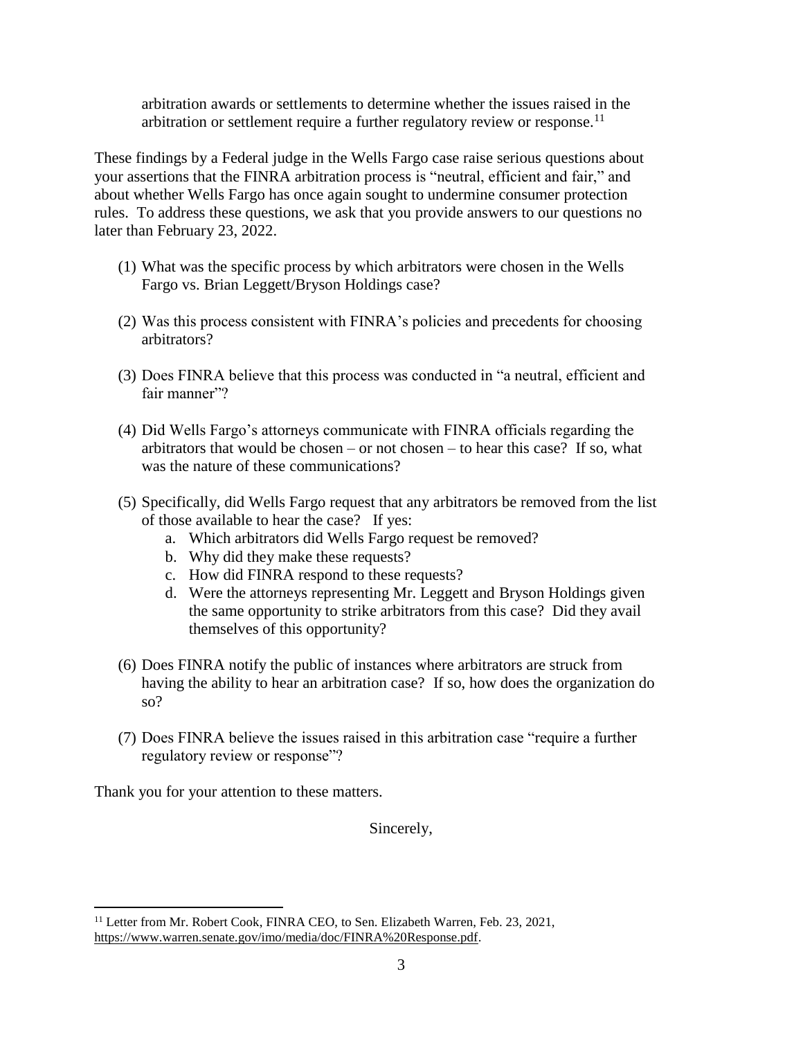arbitration awards or settlements to determine whether the issues raised in the arbitration or settlement require a further regulatory review or response.[11]

These findings by a Federal judge in the Wells Fargo case raise serious questions about your assertions that the FINRA arbitration process is "neutral, efficient and fair," and about whether Wells Fargo has once again sought to undermine consumer protection rules. To address these questions, we ask that you provide answers to our questions no later than February 23, 2022.

(1) What was the specific process by which arbitrators were chosen in the Wells Fargo vs. Brian Leggett/Bryson Holdings case?

(2) Was this process consistent with FINRA's policies and precedents for choosing arbitrators?

(3) Does FINRA believe that this process was conducted in "a neutral, efficient and fair manner"?

(4) Did Wells Fargo's attorneys communicate with FINRA officials regarding the arbitrators that would be chosen – or not chosen – to hear this case? If so, what was the nature of these communications?

(5) Specifically, did Wells Fargo request that any arbitrators be removed from the list of those available to hear the case? If yes:
    a. Which arbitrators did Wells Fargo request be removed?
    b. Why did they make these requests?
    c. How did FINRA respond to these requests?
    d. Were the attorneys representing Mr. Leggett and Bryson Holdings given the same opportunity to strike arbitrators from this case? Did they avail themselves of this opportunity?

(6) Does FINRA notify the public of instances where arbitrators are struck from having the ability to hear an arbitration case? If so, how does the organization do so?

(7) Does FINRA believe the issues raised in this arbitration case "require a further regulatory review or response"?

Thank you for your attention to these matters.

Sincerely,

---

[11] Letter from Mr. Robert Cook, FINRA CEO, to Sen. Elizabeth Warren, Feb. 23, 2021, https://www.warren.senate.gov/imo/media/doc/FINRA%20Response.pdf.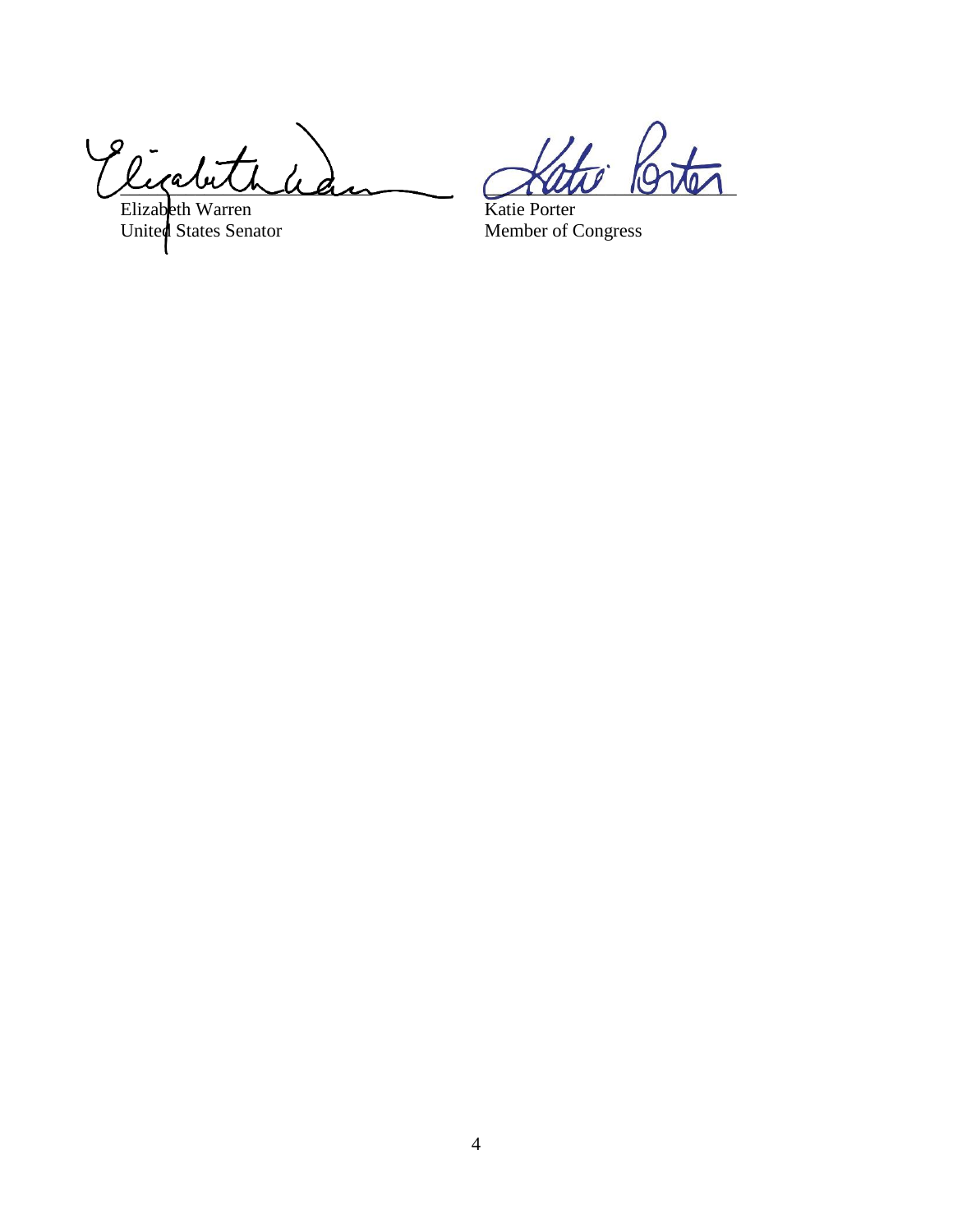Elizabeth Warren
United States Senator

Katie Porter
Member of Congress